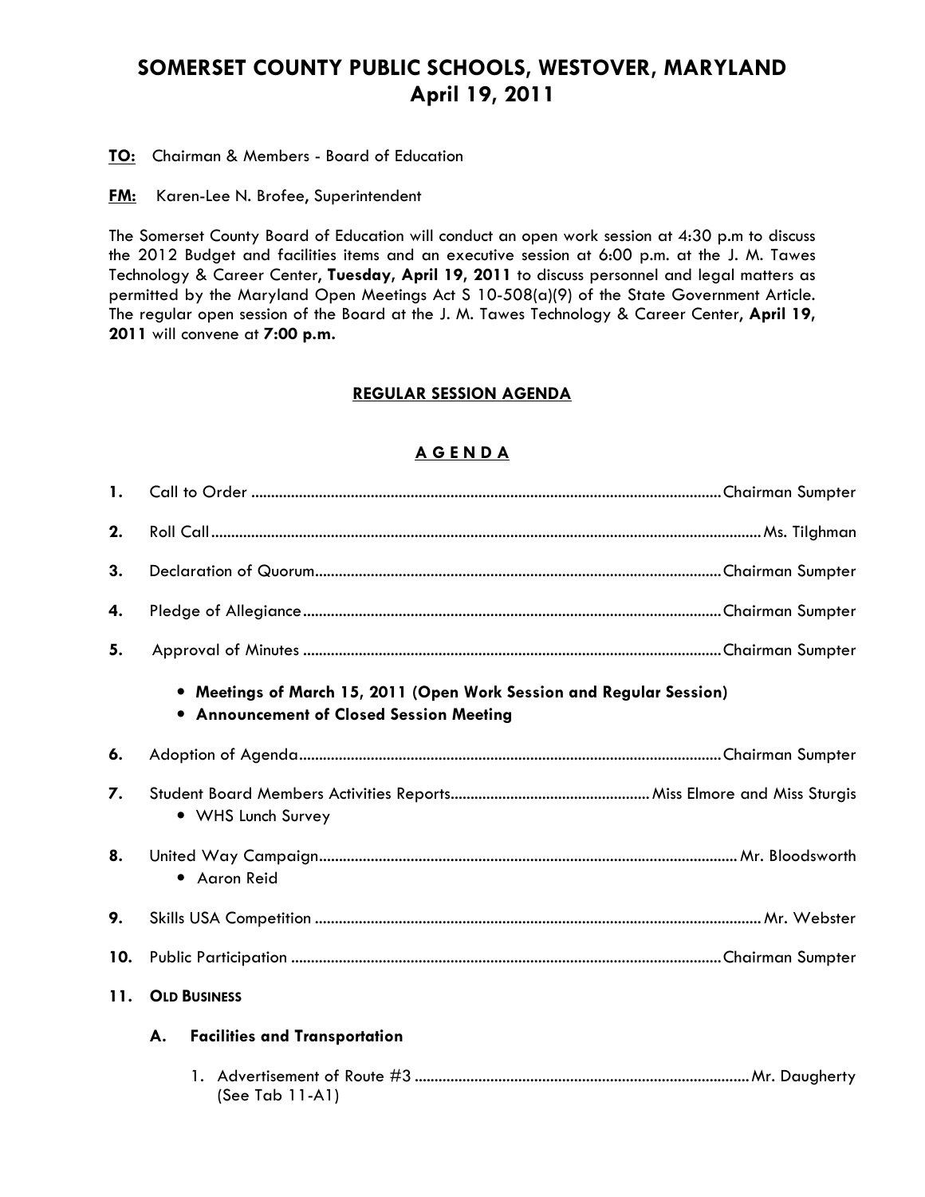# SOMERSET COUNTY PUBLIC SCHOOLS, WESTOVER, MARYLAND
## April 19, 2011

**TO:** Chairman & Members - Board of Education

**FM:** Karen-Lee N. Brofee, Superintendent

The Somerset County Board of Education will conduct an open work session at 4:30 p.m to discuss the 2012 Budget and facilities items and an executive session at 6:00 p.m. at the J. M. Tawes Technology & Career Center, **Tuesday, April 19, 2011** to discuss personnel and legal matters as permitted by the Maryland Open Meetings Act S 10-508(a)(9) of the State Government Article. The regular open session of the Board at the J. M. Tawes Technology & Career Center, **April 19, 2011** will convene at **7:00 p.m.**

## REGULAR SESSION AGENDA

## A G E N D A

1. Call to Order ........................................ Chairman Sumpter
2. Roll Call ........................................ Ms. Tilghman
3. Declaration of Quorum ........................................ Chairman Sumpter
4. Pledge of Allegiance ........................................ Chairman Sumpter
5. Approval of Minutes ........................................ Chairman Sumpter
   - **Meetings of March 15, 2011 (Open Work Session and Regular Session)**
   - **Announcement of Closed Session Meeting**
6. Adoption of Agenda ........................................ Chairman Sumpter
7. Student Board Members Activities Reports ........................................ Miss Elmore and Miss Sturgis
   - WHS Lunch Survey
8. United Way Campaign ........................................ Mr. Bloodsworth
   - Aaron Reid
9. Skills USA Competition ........................................ Mr. Webster
10. Public Participation ........................................ Chairman Sumpter
11. **OLD BUSINESS**

    **A. Facilities and Transportation**

    1. Advertisement of Route #3 ........................................ Mr. Daugherty
       (See Tab 11-A1)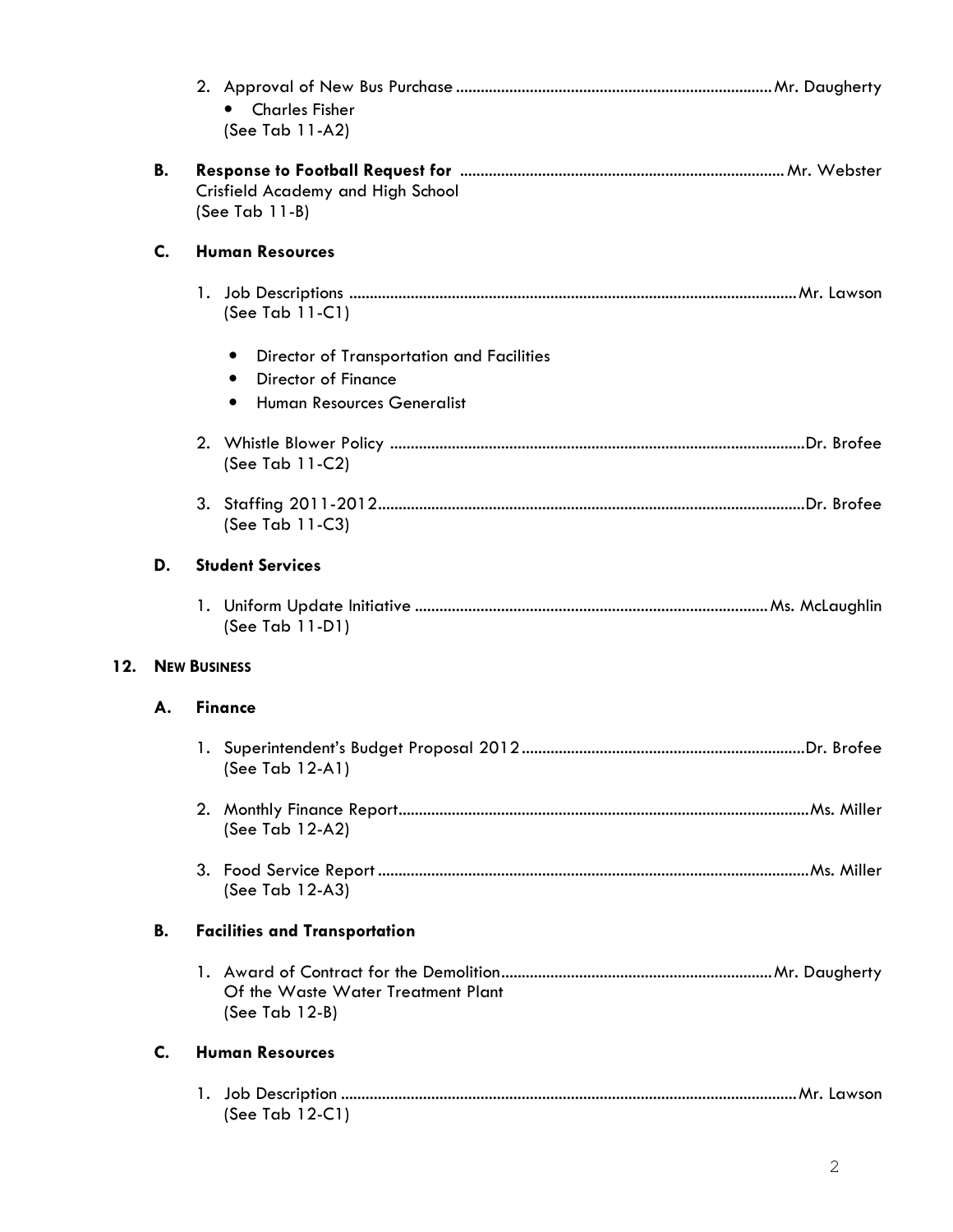2. Approval of New Bus Purchase ............................................................................ Mr. Daugherty
   - Charles Fisher

   (See Tab 11-A2)

**B.** **Response to Football Request for** .............................................................................. Mr. Webster
Crisfield Academy and High School
(See Tab 11-B)

**C.** **Human Resources**

1. Job Descriptions ........................................................................................................... Mr. Lawson
   (See Tab 11-C1)

   - Director of Transportation and Facilities
   - Director of Finance
   - Human Resources Generalist

2. Whistle Blower Policy ...................................................................................................Dr. Brofee
   (See Tab 11-C2)

3. Staffing 2011-2012......................................................................................................Dr. Brofee
   (See Tab 11-C3)

**D.** **Student Services**

1. Uniform Update Initiative ..................................................................................... Ms. McLaughlin
   (See Tab 11-D1)

**12.** **NEW BUSINESS**

**A.** **Finance**

1. Superintendent's Budget Proposal 2012 ...................................................................Dr. Brofee
   (See Tab 12-A1)

2. Monthly Finance Report..................................................................................................Ms. Miller
   (See Tab 12-A2)

3. Food Service Report .......................................................................................................Ms. Miller
   (See Tab 12-A3)

**B.** **Facilities and Transportation**

1. Award of Contract for the Demolition................................................................. Mr. Daugherty
   Of the Waste Water Treatment Plant
   (See Tab 12-B)

**C.** **Human Resources**

1. Job Description ............................................................................................................. Mr. Lawson
   (See Tab 12-C1)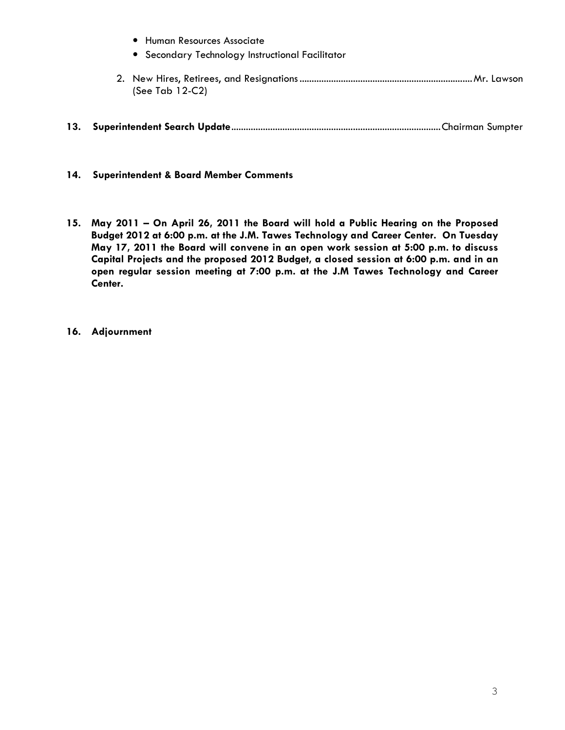- Human Resources Associate
- Secondary Technology Instructional Facilitator

2. New Hires, Retirees, and Resignations ........................................................................ Mr. Lawson
(See Tab 12-C2)

**13. Superintendent Search Update** ........................................................................................ Chairman Sumpter

**14. Superintendent & Board Member Comments**

**15. May 2011 – On April 26, 2011 the Board will hold a Public Hearing on the Proposed Budget 2012 at 6:00 p.m. at the J.M. Tawes Technology and Career Center. On Tuesday May 17, 2011 the Board will convene in an open work session at 5:00 p.m. to discuss Capital Projects and the proposed 2012 Budget, a closed session at 6:00 p.m. and in an open regular session meeting at 7:00 p.m. at the J.M Tawes Technology and Career Center.**

**16. Adjournment**